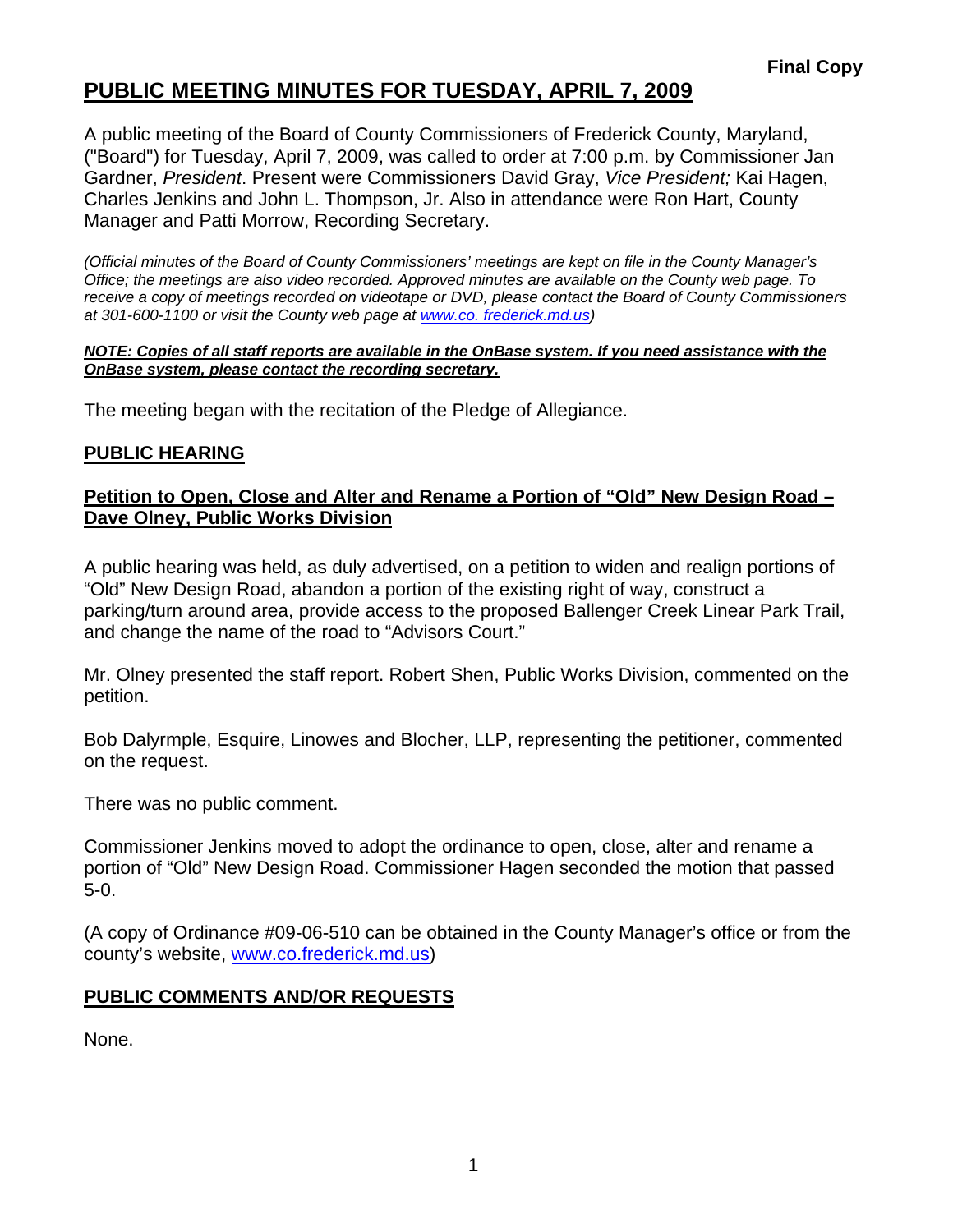**Final Copy**

# PUBLIC MEETING MINUTES FOR TUESDAY, APRIL 7, 2009

A public meeting of the Board of County Commissioners of Frederick County, Maryland, ("Board") for Tuesday, April 7, 2009, was called to order at 7:00 p.m. by Commissioner Jan Gardner, *President*. Present were Commissioners David Gray, *Vice President;* Kai Hagen, Charles Jenkins and John L. Thompson, Jr. Also in attendance were Ron Hart, County Manager and Patti Morrow, Recording Secretary.

*(Official minutes of the Board of County Commissioners' meetings are kept on file in the County Manager's Office; the meetings are also video recorded. Approved minutes are available on the County web page. To receive a copy of meetings recorded on videotape or DVD, please contact the Board of County Commissioners at 301-600-1100 or visit the County web page at www.co. frederick.md.us)*

***NOTE: Copies of all staff reports are available in the OnBase system. If you need assistance with the OnBase system, please contact the recording secretary.***

The meeting began with the recitation of the Pledge of Allegiance.

## PUBLIC HEARING

### Petition to Open, Close and Alter and Rename a Portion of "Old" New Design Road – Dave Olney, Public Works Division

A public hearing was held, as duly advertised, on a petition to widen and realign portions of "Old" New Design Road, abandon a portion of the existing right of way, construct a parking/turn around area, provide access to the proposed Ballenger Creek Linear Park Trail, and change the name of the road to "Advisors Court."

Mr. Olney presented the staff report. Robert Shen, Public Works Division, commented on the petition.

Bob Dalyrmple, Esquire, Linowes and Blocher, LLP, representing the petitioner, commented on the request.

There was no public comment.

Commissioner Jenkins moved to adopt the ordinance to open, close, alter and rename a portion of "Old" New Design Road. Commissioner Hagen seconded the motion that passed 5-0.

(A copy of Ordinance #09-06-510 can be obtained in the County Manager's office or from the county's website, www.co.frederick.md.us)

## PUBLIC COMMENTS AND/OR REQUESTS

None.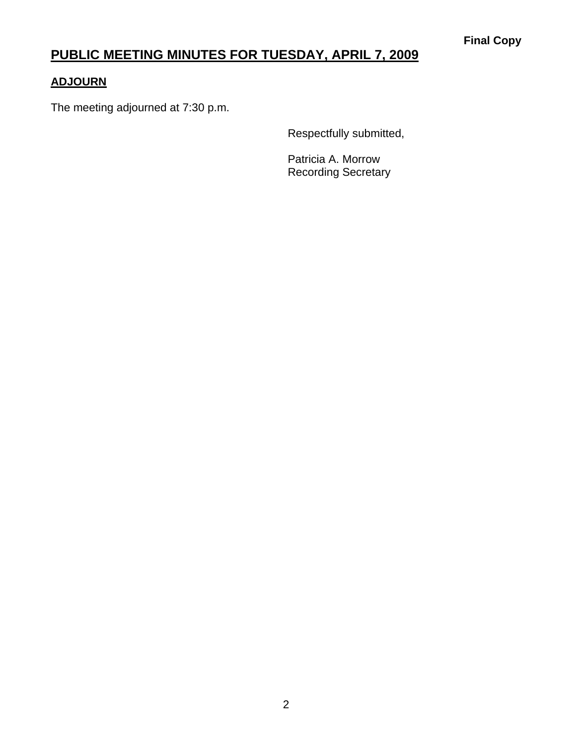**Final Copy**

# PUBLIC MEETING MINUTES FOR TUESDAY, APRIL 7, 2009

## ADJOURN

The meeting adjourned at 7:30 p.m.

Respectfully submitted,

Patricia A. Morrow
Recording Secretary